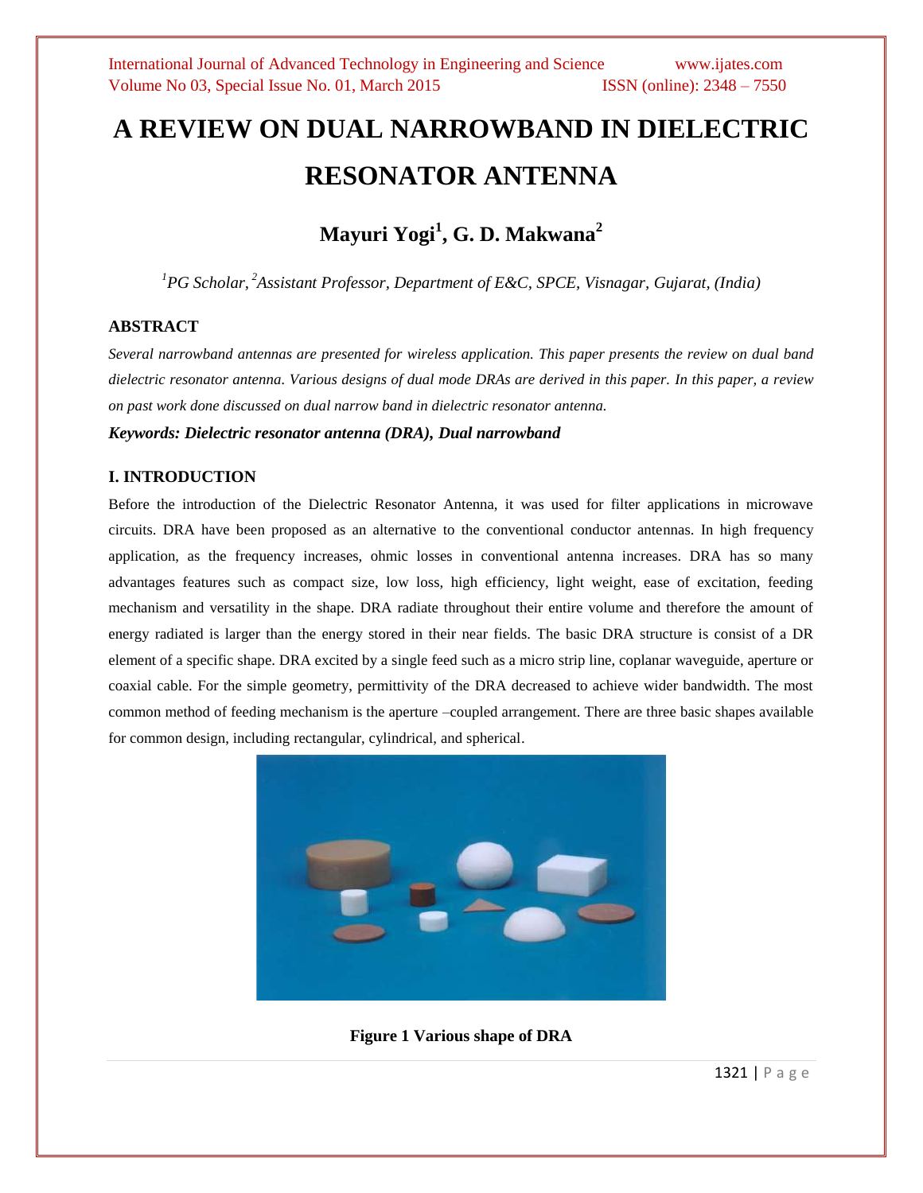# A REVIEW ON DUAL NARROWBAND IN DIELECTRIC RESONATOR ANTENNA

## Mayuri Yogi[1], G. D. Makwana[2]

*[1]PG Scholar, [2]Assistant Professor, Department of E&C, SPCE, Visnagar, Gujarat, (India)*

### ABSTRACT

*Several narrowband antennas are presented for wireless application. This paper presents the review on dual band dielectric resonator antenna. Various designs of dual mode DRAs are derived in this paper. In this paper, a review on past work done discussed on dual narrow band in dielectric resonator antenna.*

***Keywords: Dielectric resonator antenna (DRA), Dual narrowband***

### I. INTRODUCTION

Before the introduction of the Dielectric Resonator Antenna, it was used for filter applications in microwave circuits. DRA have been proposed as an alternative to the conventional conductor antennas. In high frequency application, as the frequency increases, ohmic losses in conventional antenna increases. DRA has so many advantages features such as compact size, low loss, high efficiency, light weight, ease of excitation, feeding mechanism and versatility in the shape. DRA radiate throughout their entire volume and therefore the amount of energy radiated is larger than the energy stored in their near fields. The basic DRA structure is consist of a DR element of a specific shape. DRA excited by a single feed such as a micro strip line, coplanar waveguide, aperture or coaxial cable. For the simple geometry, permittivity of the DRA decreased to achieve wider bandwidth. The most common method of feeding mechanism is the aperture –coupled arrangement. There are three basic shapes available for common design, including rectangular, cylindrical, and spherical.

**Figure 1 Various shape of DRA**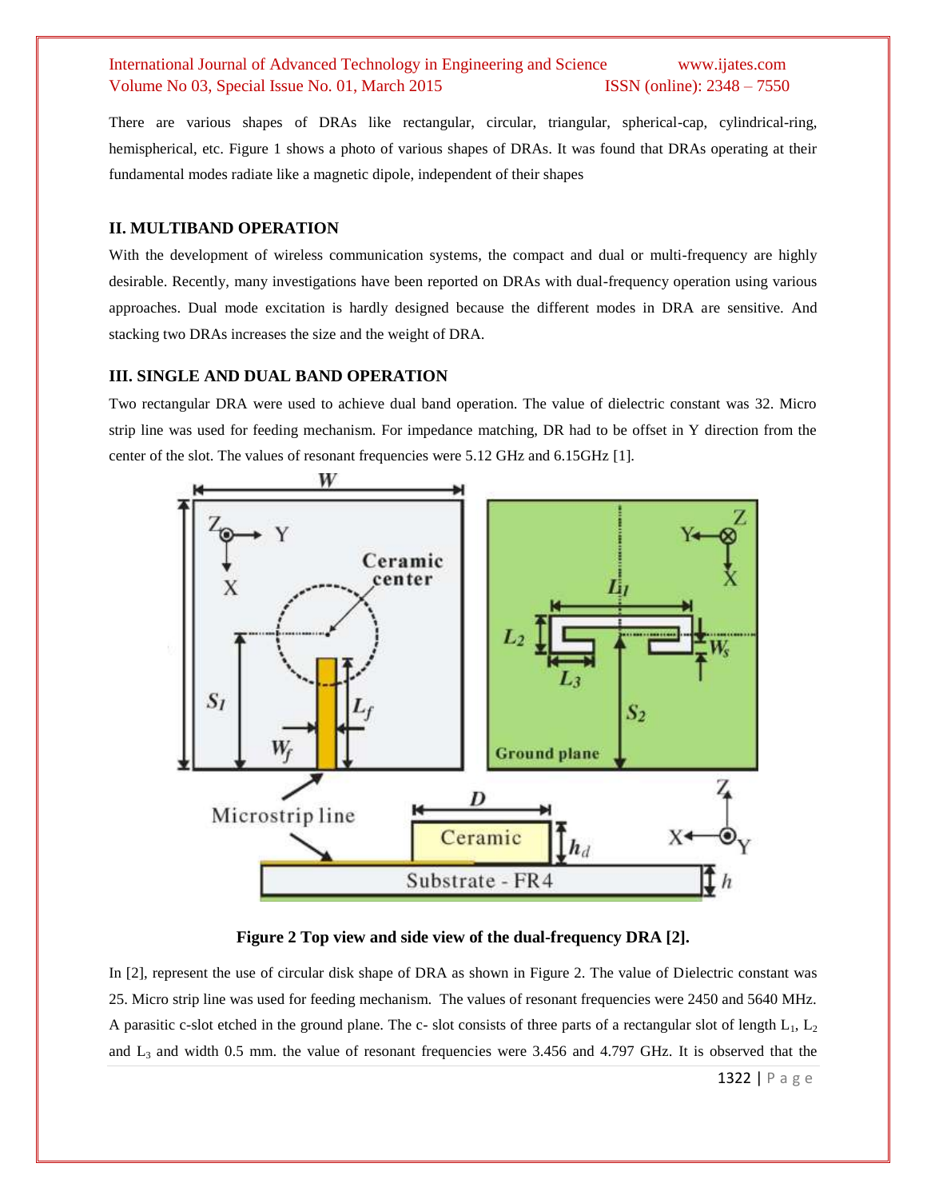There are various shapes of DRAs like rectangular, circular, triangular, spherical-cap, cylindrical-ring, hemispherical, etc. Figure 1 shows a photo of various shapes of DRAs. It was found that DRAs operating at their fundamental modes radiate like a magnetic dipole, independent of their shapes

## II. MULTIBAND OPERATION

With the development of wireless communication systems, the compact and dual or multi-frequency are highly desirable. Recently, many investigations have been reported on DRAs with dual-frequency operation using various approaches. Dual mode excitation is hardly designed because the different modes in DRA are sensitive. And stacking two DRAs increases the size and the weight of DRA.

## III. SINGLE AND DUAL BAND OPERATION

Two rectangular DRA were used to achieve dual band operation. The value of dielectric constant was 32. Micro strip line was used for feeding mechanism. For impedance matching, DR had to be offset in Y direction from the center of the slot. The values of resonant frequencies were 5.12 GHz and 6.15GHz [1].

**Figure 2 Top view and side view of the dual-frequency DRA [2].**

In [2], represent the use of circular disk shape of DRA as shown in Figure 2. The value of Dielectric constant was 25. Micro strip line was used for feeding mechanism. The values of resonant frequencies were 2450 and 5640 MHz. A parasitic c-slot etched in the ground plane. The c- slot consists of three parts of a rectangular slot of length $L_1$, $L_2$ and $L_3$ and width 0.5 mm. the value of resonant frequencies were 3.456 and 4.797 GHz. It is observed that the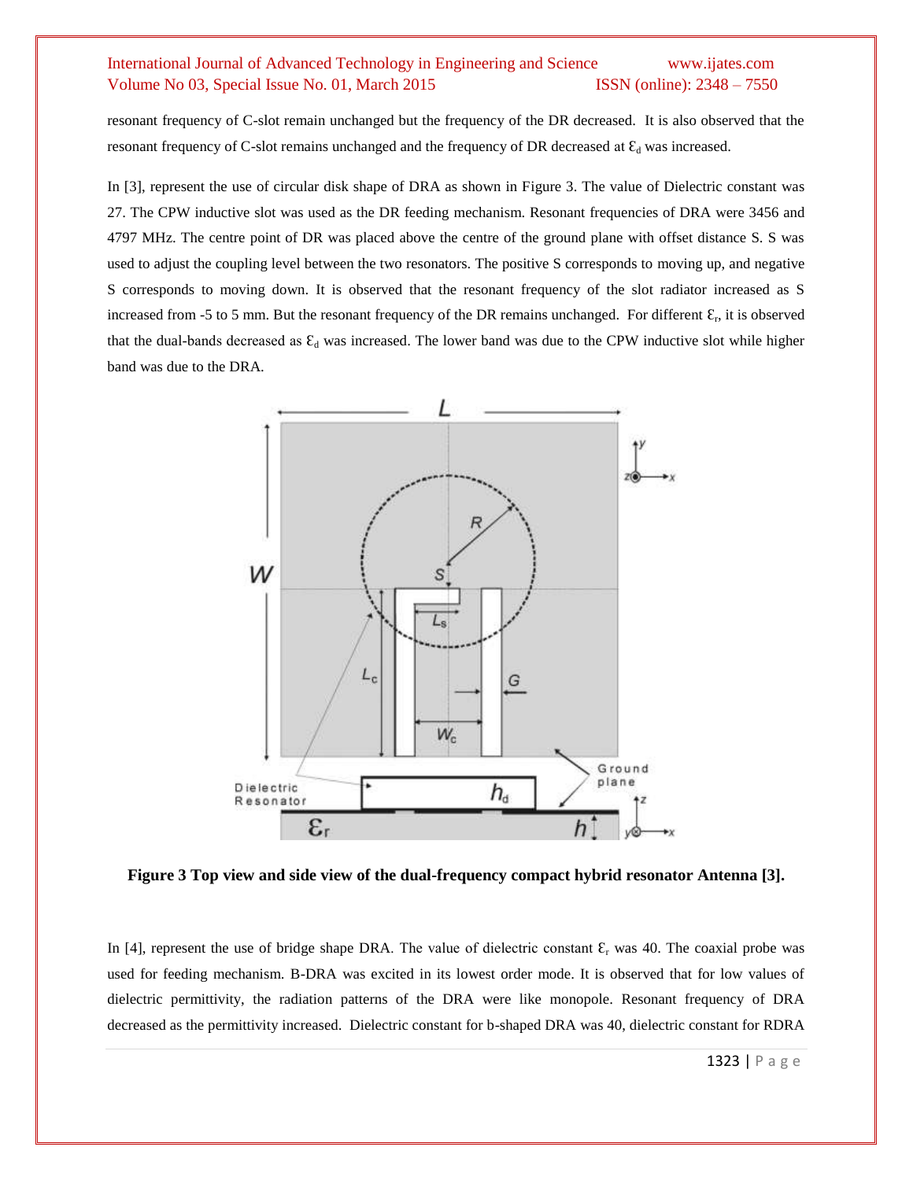resonant frequency of C-slot remain unchanged but the frequency of the DR decreased. It is also observed that the resonant frequency of C-slot remains unchanged and the frequency of DR decreased at $\varepsilon_d$ was increased.

In [3], represent the use of circular disk shape of DRA as shown in Figure 3. The value of Dielectric constant was 27. The CPW inductive slot was used as the DR feeding mechanism. Resonant frequencies of DRA were 3456 and 4797 MHz. The centre point of DR was placed above the centre of the ground plane with offset distance S. S was used to adjust the coupling level between the two resonators. The positive S corresponds to moving up, and negative S corresponds to moving down. It is observed that the resonant frequency of the slot radiator increased as S increased from -5 to 5 mm. But the resonant frequency of the DR remains unchanged. For different $\varepsilon_r$, it is observed that the dual-bands decreased as $\varepsilon_d$ was increased. The lower band was due to the CPW inductive slot while higher band was due to the DRA.

**Figure 3 Top view and side view of the dual-frequency compact hybrid resonator Antenna [3].**

In [4], represent the use of bridge shape DRA. The value of dielectric constant $\varepsilon_r$ was 40. The coaxial probe was used for feeding mechanism. B-DRA was excited in its lowest order mode. It is observed that for low values of dielectric permittivity, the radiation patterns of the DRA were like monopole. Resonant frequency of DRA decreased as the permittivity increased. Dielectric constant for b-shaped DRA was 40, dielectric constant for RDRA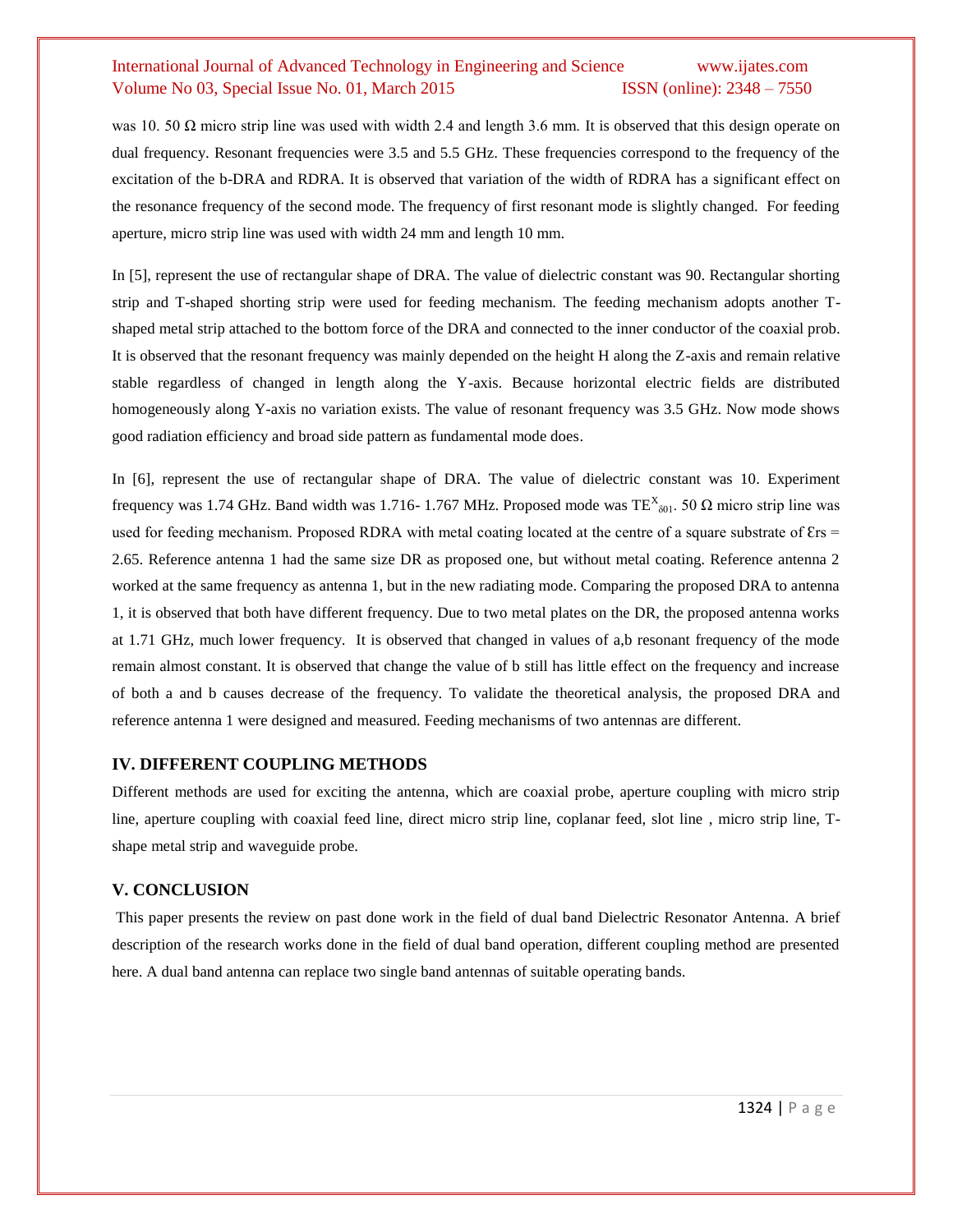was 10. 50 Ω micro strip line was used with width 2.4 and length 3.6 mm. It is observed that this design operate on dual frequency. Resonant frequencies were 3.5 and 5.5 GHz. These frequencies correspond to the frequency of the excitation of the b-DRA and RDRA. It is observed that variation of the width of RDRA has a significant effect on the resonance frequency of the second mode. The frequency of first resonant mode is slightly changed. For feeding aperture, micro strip line was used with width 24 mm and length 10 mm.

In [5], represent the use of rectangular shape of DRA. The value of dielectric constant was 90. Rectangular shorting strip and T-shaped shorting strip were used for feeding mechanism. The feeding mechanism adopts another T-shaped metal strip attached to the bottom force of the DRA and connected to the inner conductor of the coaxial prob. It is observed that the resonant frequency was mainly depended on the height H along the Z-axis and remain relative stable regardless of changed in length along the Y-axis. Because horizontal electric fields are distributed homogeneously along Y-axis no variation exists. The value of resonant frequency was 3.5 GHz. Now mode shows good radiation efficiency and broad side pattern as fundamental mode does.

In [6], represent the use of rectangular shape of DRA. The value of dielectric constant was 10. Experiment frequency was 1.74 GHz. Band width was 1.716- 1.767 MHz. Proposed mode was $TE^{X}_{\delta 01}$. 50 Ω micro strip line was used for feeding mechanism. Proposed RDRA with metal coating located at the centre of a square substrate of $\varepsilon_{rs}$ = 2.65. Reference antenna 1 had the same size DR as proposed one, but without metal coating. Reference antenna 2 worked at the same frequency as antenna 1, but in the new radiating mode. Comparing the proposed DRA to antenna 1, it is observed that both have different frequency. Due to two metal plates on the DR, the proposed antenna works at 1.71 GHz, much lower frequency. It is observed that changed in values of a,b resonant frequency of the mode remain almost constant. It is observed that change the value of b still has little effect on the frequency and increase of both a and b causes decrease of the frequency. To validate the theoretical analysis, the proposed DRA and reference antenna 1 were designed and measured. Feeding mechanisms of two antennas are different.

## IV. DIFFERENT COUPLING METHODS

Different methods are used for exciting the antenna, which are coaxial probe, aperture coupling with micro strip line, aperture coupling with coaxial feed line, direct micro strip line, coplanar feed, slot line , micro strip line, T-shape metal strip and waveguide probe.

## V. CONCLUSION

This paper presents the review on past done work in the field of dual band Dielectric Resonator Antenna. A brief description of the research works done in the field of dual band operation, different coupling method are presented here. A dual band antenna can replace two single band antennas of suitable operating bands.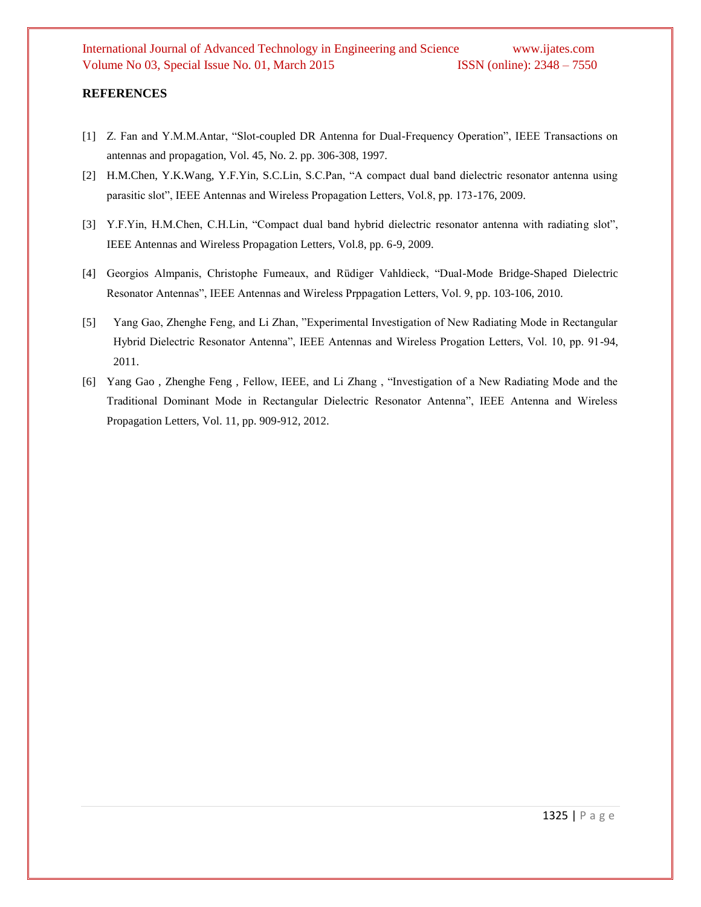## REFERENCES

[1] Z. Fan and Y.M.M.Antar, "Slot-coupled DR Antenna for Dual-Frequency Operation", IEEE Transactions on antennas and propagation, Vol. 45, No. 2. pp. 306-308, 1997.

[2] H.M.Chen, Y.K.Wang, Y.F.Yin, S.C.Lin, S.C.Pan, "A compact dual band dielectric resonator antenna using parasitic slot", IEEE Antennas and Wireless Propagation Letters, Vol.8, pp. 173-176, 2009.

[3] Y.F.Yin, H.M.Chen, C.H.Lin, "Compact dual band hybrid dielectric resonator antenna with radiating slot", IEEE Antennas and Wireless Propagation Letters, Vol.8, pp. 6-9, 2009.

[4] Georgios Almpanis, Christophe Fumeaux, and Rüdiger Vahldieck, "Dual-Mode Bridge-Shaped Dielectric Resonator Antennas", IEEE Antennas and Wireless Prppagation Letters, Vol. 9, pp. 103-106, 2010.

[5] Yang Gao, Zhenghe Feng, and Li Zhan, "Experimental Investigation of New Radiating Mode in Rectangular Hybrid Dielectric Resonator Antenna", IEEE Antennas and Wireless Progation Letters, Vol. 10, pp. 91-94, 2011.

[6] Yang Gao , Zhenghe Feng , Fellow, IEEE, and Li Zhang , "Investigation of a New Radiating Mode and the Traditional Dominant Mode in Rectangular Dielectric Resonator Antenna", IEEE Antenna and Wireless Propagation Letters, Vol. 11, pp. 909-912, 2012.